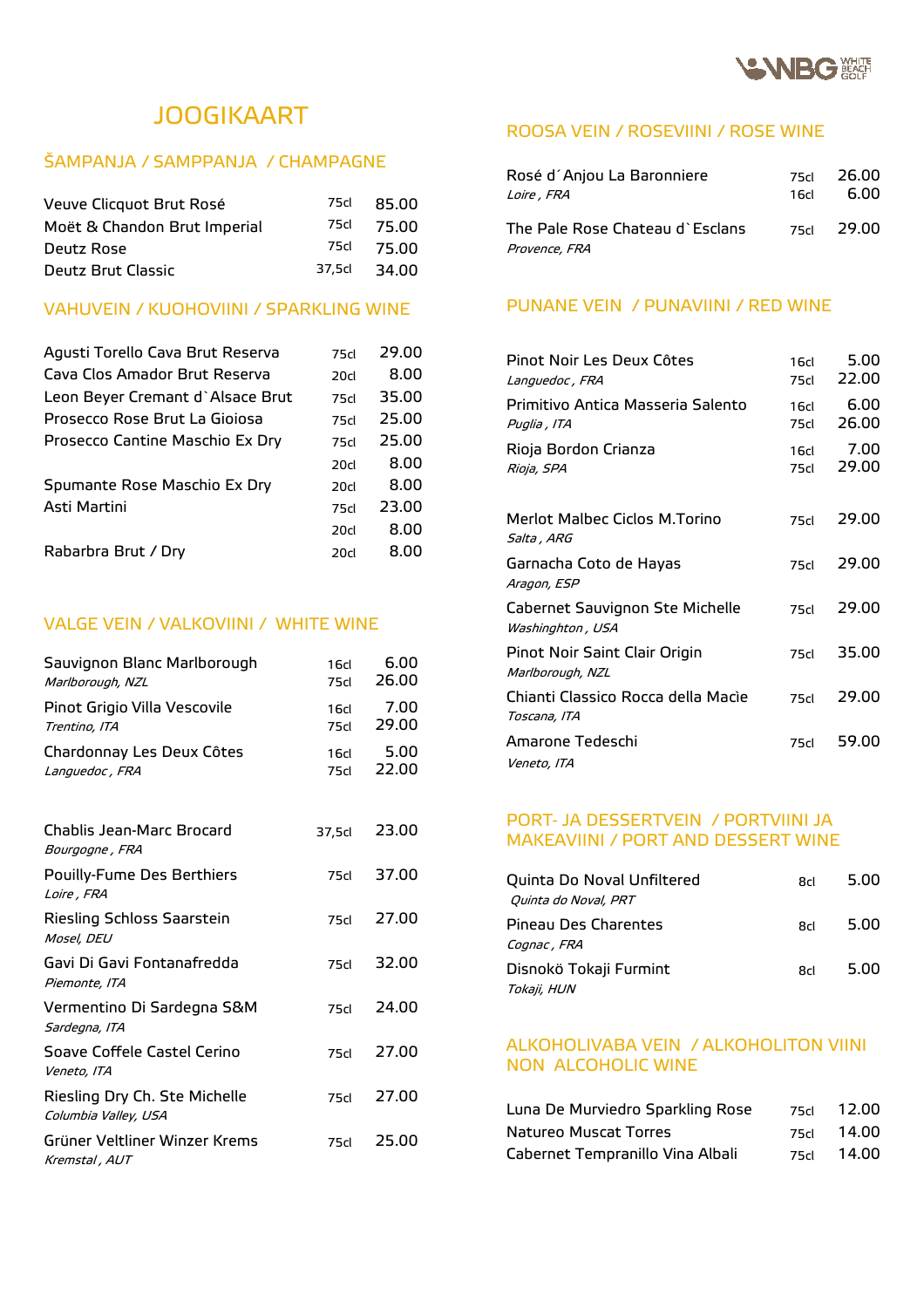# JOOGIKAART

## ŠAMPANJA / SAMPPANJA / CHAMPAGNE

| | | |
|---|---|---|
| Veuve Clicquot Brut Rosé | 75cl | 85.00 |
| Moët & Chandon Brut Imperial | 75cl | 75.00 |
| Deutz Rose | 75cl | 75.00 |
| Deutz Brut Classic | 37,5cl | 34.00 |

## VAHUVEIN / KUOHOVIINI / SPARKLING WINE

| | | |
|---|---|---|
| Agusti Torello Cava Brut Reserva | 75cl | 29.00 |
| Cava Clos Amador Brut Reserva | 20cl | 8.00 |
| Leon Beyer Cremant d`Alsace Brut | 75cl | 35.00 |
| Prosecco Rose Brut La Gioiosa | 75cl | 25.00 |
| Prosecco Cantine Maschio Ex Dry | 75cl | 25.00 |
| | 20cl | 8.00 |
| Spumante Rose Maschio Ex Dry | 20cl | 8.00 |
| Asti Martini | 75cl | 23.00 |
| | 20cl | 8.00 |
| Rabarbra Brut / Dry | 20cl | 8.00 |

## VALGE VEIN / VALKOVIINI / WHITE WINE

| | | |
|---|---|---|
| Sauvignon Blanc Marlborough<br>*Marlborough, NZL* | 16cl<br>75cl | 6.00<br>26.00 |
| Pinot Grigio Villa Vescovile<br>*Trentino, ITA* | 16cl<br>75cl | 7.00<br>29.00 |
| Chardonnay Les Deux Côtes<br>*Languedoc , FRA* | 16cl<br>75cl | 5.00<br>22.00 |
| Chablis Jean-Marc Brocard<br>*Bourgogne , FRA* | 37,5cl | 23.00 |
| Pouilly-Fume Des Berthiers<br>*Loire , FRA* | 75cl | 37.00 |
| Riesling Schloss Saarstein<br>*Mosel, DEU* | 75cl | 27.00 |
| Gavi Di Gavi Fontanafredda<br>*Piemonte, ITA* | 75cl | 32.00 |
| Vermentino Di Sardegna S&M<br>*Sardegna, ITA* | 75cl | 24.00 |
| Soave Coffele Castel Cerino<br>*Veneto, ITA* | 75cl | 27.00 |
| Riesling Dry Ch. Ste Michelle<br>*Columbia Valley, USA* | 75cl | 27.00 |
| Grüner Veltliner Winzer Krems<br>*Kremstal , AUT* | 75cl | 25.00 |

## ROOSA VEIN / ROSEVIINI / ROSE WINE

| | | |
|---|---|---|
| Rosé d´Anjou La Baronniere<br>*Loire , FRA* | 75cl<br>16cl | 26.00<br>6.00 |
| The Pale Rose Chateau d`Esclans<br>*Provence, FRA* | 75cl | 29.00 |

## PUNANE VEIN / PUNAVIINI / RED WINE

| | | |
|---|---|---|
| Pinot Noir Les Deux Côtes<br>*Languedoc , FRA* | 16cl<br>75cl | 5.00<br>22.00 |
| Primitivo Antica Masseria Salento<br>*Puglia , ITA* | 16cl<br>75cl | 6.00<br>26.00 |
| Rioja Bordon Crianza<br>*Rioja, SPA* | 16cl<br>75cl | 7.00<br>29.00 |
| Merlot Malbec Ciclos M.Torino<br>*Salta , ARG* | 75cl | 29.00 |
| Garnacha Coto de Hayas<br>*Aragon, ESP* | 75cl | 29.00 |
| Cabernet Sauvignon Ste Michelle<br>*Washinghton , USA* | 75cl | 29.00 |
| Pinot Noir Saint Clair Origin<br>*Marlborough, NZL* | 75cl | 35.00 |
| Chianti Classico Rocca della Macìe<br>*Toscana, ITA* | 75cl | 29.00 |
| Amarone Tedeschi<br>*Veneto, ITA* | 75cl | 59.00 |

## PORT- JA DESSERTVEIN / PORTVIINI JA MAKEAVIINI / PORT AND DESSERT WINE

| | | |
|---|---|---|
| Quinta Do Noval Unfiltered<br>*Quinta do Noval, PRT* | 8cl | 5.00 |
| Pineau Des Charentes<br>*Cognac , FRA* | 8cl | 5.00 |
| Disnokö Tokaji Furmint<br>*Tokaji, HUN* | 8cl | 5.00 |

## ALKOHOLIVABA VEIN / ALKOHOLITON VIINI NON ALCOHOLIC WINE

| | | |
|---|---|---|
| Luna De Murviedro Sparkling Rose | 75cl | 12.00 |
| Natureo Muscat Torres | 75cl | 14.00 |
| Cabernet Tempranillo Vina Albali | 75cl | 14.00 |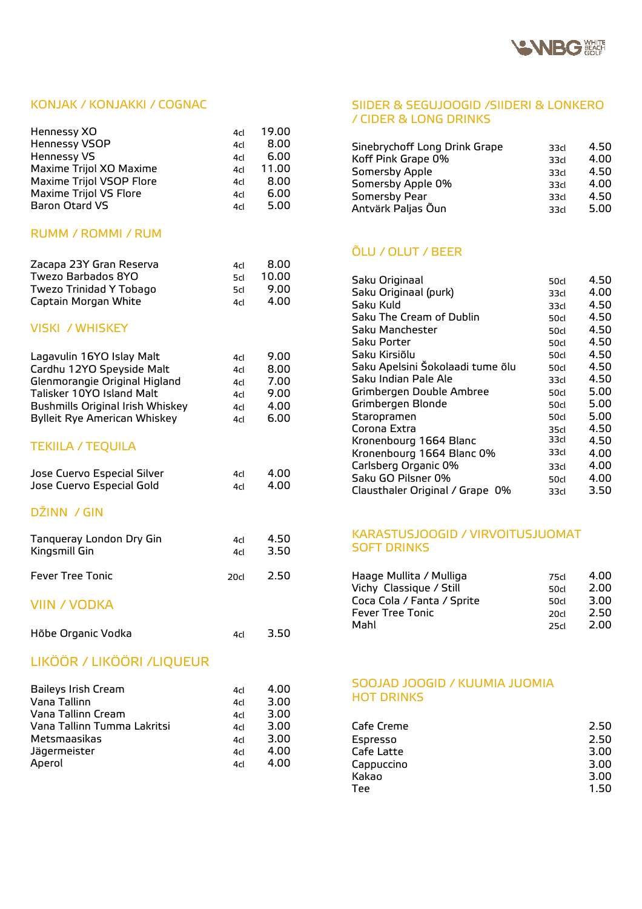## KONJAK / KONJAKKI / COGNAC

| | | |
|---|---|---|
| Hennessy XO | 4cl | 19.00 |
| Hennessy VSOP | 4cl | 8.00 |
| Hennessy VS | 4cl | 6.00 |
| Maxime Trijol XO Maxime | 4cl | 11.00 |
| Maxime Trijol VSOP Flore | 4cl | 8.00 |
| Maxime Trijol VS Flore | 4cl | 6.00 |
| Baron Otard VS | 4cl | 5.00 |

## RUMM / ROMMI / RUM

| | | |
|---|---|---|
| Zacapa 23Y Gran Reserva | 4cl | 8.00 |
| Twezo Barbados 8YO | 5cl | 10.00 |
| Twezo Trinidad Y Tobago | 5cl | 9.00 |
| Captain Morgan White | 4cl | 4.00 |

## VISKI / WHISKEY

| | | |
|---|---|---|
| Lagavulin 16YO Islay Malt | 4cl | 9.00 |
| Cardhu 12YO Speyside Malt | 4cl | 8.00 |
| Glenmorangie Original Higland | 4cl | 7.00 |
| Talisker 10YO Island Malt | 4cl | 9.00 |
| Bushmills Original Irish Whiskey | 4cl | 4.00 |
| Bylleit Rye American Whiskey | 4cl | 6.00 |

## TEKIILA / TEQUILA

| | | |
|---|---|---|
| Jose Cuervo Especial Silver | 4cl | 4.00 |
| Jose Cuervo Especial Gold | 4cl | 4.00 |

## DŽINN / GIN

| | | |
|---|---|---|
| Tanqueray London Dry Gin | 4cl | 4.50 |
| Kingsmill Gin | 4cl | 3.50 |
| Fever Tree Tonic | 20cl | 2.50 |

## VIIN / VODKA

| | | |
|---|---|---|
| Hõbe Organic Vodka | 4cl | 3.50 |

## LIKÖÖR / LIKÖÖRI /LIQUEUR

| | | |
|---|---|---|
| Baileys Irish Cream | 4cl | 4.00 |
| Vana Tallinn | 4cl | 3.00 |
| Vana Tallinn Cream | 4cl | 3.00 |
| Vana Tallinn Tumma Lakritsi | 4cl | 3.00 |
| Metsmaasikas | 4cl | 3.00 |
| Jägermeister | 4cl | 4.00 |
| Aperol | 4cl | 4.00 |

## SIIDER & SEGUJOOGID /SIIDERI & LONKERO / CIDER & LONG DRINKS

| | | |
|---|---|---|
| Sinebrychoff Long Drink Grape | 33cl | 4.50 |
| Koff Pink Grape 0% | 33cl | 4.00 |
| Somersby Apple | 33cl | 4.50 |
| Somersby Apple 0% | 33cl | 4.00 |
| Somersby Pear | 33cl | 4.50 |
| Antvärk Paljas Õun | 33cl | 5.00 |

## ÕLU / OLUT / BEER

| | | |
|---|---|---|
| Saku Originaal | 50cl | 4.50 |
| Saku Originaal (purk) | 33cl | 4.00 |
| Saku Kuld | 33cl | 4.50 |
| Saku The Cream of Dublin | 50cl | 4.50 |
| Saku Manchester | 50cl | 4.50 |
| Saku Porter | 50cl | 4.50 |
| Saku Kirsiõlu | 50cl | 4.50 |
| Saku Apelsini Šokolaadi tume õlu | 50cl | 4.50 |
| Saku Indian Pale Ale | 33cl | 4.50 |
| Grimbergen Double Ambree | 50cl | 5.00 |
| Grimbergen Blonde | 50cl | 5.00 |
| Staropramen | 50cl | 5.00 |
| Corona Extra | 35cl | 4.50 |
| Kronenbourg 1664 Blanc | 33cl | 4.50 |
| Kronenbourg 1664 Blanc 0% | 33cl | 4.00 |
| Carlsberg Organic 0% | 33cl | 4.00 |
| Saku GO Pilsner 0% | 50cl | 4.00 |
| Clausthaler Original / Grape 0% | 33cl | 3.50 |

## KARASTUSJOOGID / VIRVOITUSJUOMAT SOFT DRINKS

| | | |
|---|---|---|
| Haage Mullita / Mulliga | 75cl | 4.00 |
| Vichy Classique / Still | 50cl | 2.00 |
| Coca Cola / Fanta / Sprite | 50cl | 3.00 |
| Fever Tree Tonic | 20cl | 2.50 |
| Mahl | 25cl | 2.00 |

## SOOJAD JOOGID / KUUMIA JUOMIA HOT DRINKS

| | |
|---|---|
| Cafe Creme | 2.50 |
| Espresso | 2.50 |
| Cafe Latte | 3.00 |
| Cappuccino | 3.00 |
| Kakao | 3.00 |
| Tee | 1.50 |